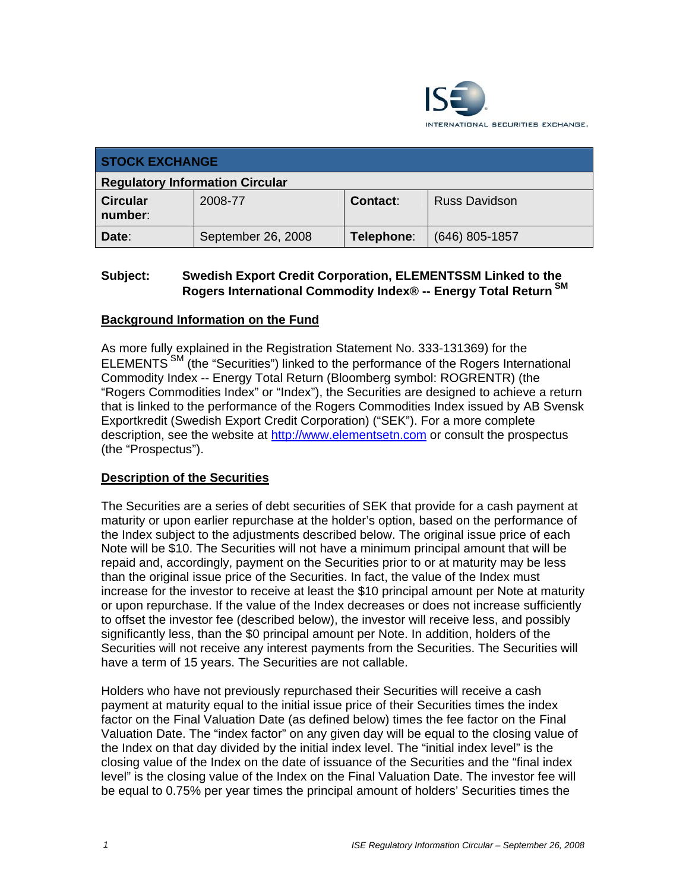ISE INTERNATIONAL SECURITIES EXCHANGE.

| STOCK EXCHANGE | | | |
|---|---|---|---|
| **Regulatory Information Circular** | | | |
| **Circular number:** | 2008-77 | **Contact:** | Russ Davidson |
| **Date:** | September 26, 2008 | **Telephone:** | (646) 805-1857 |

**Subject:** **Swedish Export Credit Corporation, ELEMENTSSM Linked to the Rogers International Commodity Index® -- Energy Total Return SM**

**Background Information on the Fund**

As more fully explained in the Registration Statement No. 333-131369) for the ELEMENTS SM (the "Securities") linked to the performance of the Rogers International Commodity Index -- Energy Total Return (Bloomberg symbol: ROGRENTR) (the "Rogers Commodities Index" or "Index"), the Securities are designed to achieve a return that is linked to the performance of the Rogers Commodities Index issued by AB Svensk Exportkredit (Swedish Export Credit Corporation) ("SEK"). For a more complete description, see the website at http://www.elementsetn.com or consult the prospectus (the "Prospectus").

**Description of the Securities**

The Securities are a series of debt securities of SEK that provide for a cash payment at maturity or upon earlier repurchase at the holder's option, based on the performance of the Index subject to the adjustments described below. The original issue price of each Note will be $10. The Securities will not have a minimum principal amount that will be repaid and, accordingly, payment on the Securities prior to or at maturity may be less than the original issue price of the Securities. In fact, the value of the Index must increase for the investor to receive at least the $10 principal amount per Note at maturity or upon repurchase. If the value of the Index decreases or does not increase sufficiently to offset the investor fee (described below), the investor will receive less, and possibly significantly less, than the $0 principal amount per Note. In addition, holders of the Securities will not receive any interest payments from the Securities. The Securities will have a term of 15 years. The Securities are not callable.

Holders who have not previously repurchased their Securities will receive a cash payment at maturity equal to the initial issue price of their Securities times the index factor on the Final Valuation Date (as defined below) times the fee factor on the Final Valuation Date. The "index factor" on any given day will be equal to the closing value of the Index on that day divided by the initial index level. The "initial index level" is the closing value of the Index on the date of issuance of the Securities and the "final index level" is the closing value of the Index on the Final Valuation Date. The investor fee will be equal to 0.75% per year times the principal amount of holders' Securities times the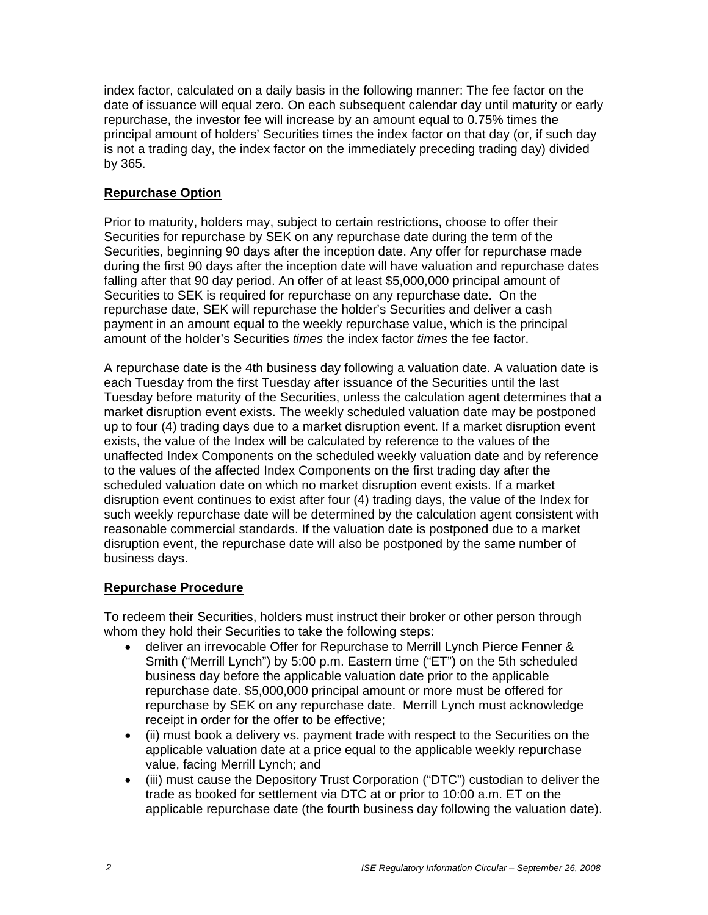index factor, calculated on a daily basis in the following manner: The fee factor on the date of issuance will equal zero. On each subsequent calendar day until maturity or early repurchase, the investor fee will increase by an amount equal to 0.75% times the principal amount of holders' Securities times the index factor on that day (or, if such day is not a trading day, the index factor on the immediately preceding trading day) divided by 365.

**Repurchase Option**

Prior to maturity, holders may, subject to certain restrictions, choose to offer their Securities for repurchase by SEK on any repurchase date during the term of the Securities, beginning 90 days after the inception date. Any offer for repurchase made during the first 90 days after the inception date will have valuation and repurchase dates falling after that 90 day period. An offer of at least $5,000,000 principal amount of Securities to SEK is required for repurchase on any repurchase date. On the repurchase date, SEK will repurchase the holder's Securities and deliver a cash payment in an amount equal to the weekly repurchase value, which is the principal amount of the holder's Securities *times* the index factor *times* the fee factor.

A repurchase date is the 4th business day following a valuation date. A valuation date is each Tuesday from the first Tuesday after issuance of the Securities until the last Tuesday before maturity of the Securities, unless the calculation agent determines that a market disruption event exists. The weekly scheduled valuation date may be postponed up to four (4) trading days due to a market disruption event. If a market disruption event exists, the value of the Index will be calculated by reference to the values of the unaffected Index Components on the scheduled weekly valuation date and by reference to the values of the affected Index Components on the first trading day after the scheduled valuation date on which no market disruption event exists. If a market disruption event continues to exist after four (4) trading days, the value of the Index for such weekly repurchase date will be determined by the calculation agent consistent with reasonable commercial standards. If the valuation date is postponed due to a market disruption event, the repurchase date will also be postponed by the same number of business days.

**Repurchase Procedure**

To redeem their Securities, holders must instruct their broker or other person through whom they hold their Securities to take the following steps:

- deliver an irrevocable Offer for Repurchase to Merrill Lynch Pierce Fenner & Smith ("Merrill Lynch") by 5:00 p.m. Eastern time ("ET") on the 5th scheduled business day before the applicable valuation date prior to the applicable repurchase date. $5,000,000 principal amount or more must be offered for repurchase by SEK on any repurchase date. Merrill Lynch must acknowledge receipt in order for the offer to be effective;
- (ii) must book a delivery vs. payment trade with respect to the Securities on the applicable valuation date at a price equal to the applicable weekly repurchase value, facing Merrill Lynch; and
- (iii) must cause the Depository Trust Corporation ("DTC") custodian to deliver the trade as booked for settlement via DTC at or prior to 10:00 a.m. ET on the applicable repurchase date (the fourth business day following the valuation date).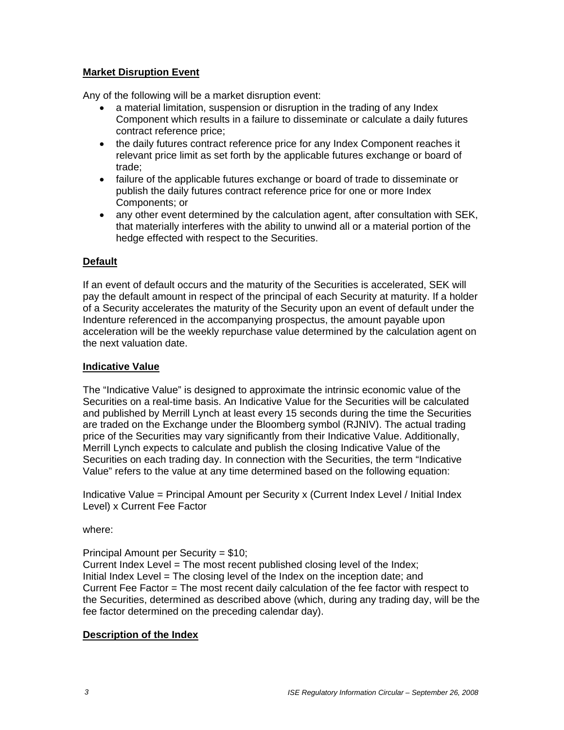**Market Disruption Event**

Any of the following will be a market disruption event:

- a material limitation, suspension or disruption in the trading of any Index Component which results in a failure to disseminate or calculate a daily futures contract reference price;
- the daily futures contract reference price for any Index Component reaches it relevant price limit as set forth by the applicable futures exchange or board of trade;
- failure of the applicable futures exchange or board of trade to disseminate or publish the daily futures contract reference price for one or more Index Components; or
- any other event determined by the calculation agent, after consultation with SEK, that materially interferes with the ability to unwind all or a material portion of the hedge effected with respect to the Securities.

**Default**

If an event of default occurs and the maturity of the Securities is accelerated, SEK will pay the default amount in respect of the principal of each Security at maturity. If a holder of a Security accelerates the maturity of the Security upon an event of default under the Indenture referenced in the accompanying prospectus, the amount payable upon acceleration will be the weekly repurchase value determined by the calculation agent on the next valuation date.

**Indicative Value**

The "Indicative Value" is designed to approximate the intrinsic economic value of the Securities on a real-time basis. An Indicative Value for the Securities will be calculated and published by Merrill Lynch at least every 15 seconds during the time the Securities are traded on the Exchange under the Bloomberg symbol (RJNIV). The actual trading price of the Securities may vary significantly from their Indicative Value. Additionally, Merrill Lynch expects to calculate and publish the closing Indicative Value of the Securities on each trading day. In connection with the Securities, the term "Indicative Value" refers to the value at any time determined based on the following equation:

Indicative Value = Principal Amount per Security x (Current Index Level / Initial Index Level) x Current Fee Factor

where:

Principal Amount per Security = $10;
Current Index Level = The most recent published closing level of the Index;
Initial Index Level = The closing level of the Index on the inception date; and
Current Fee Factor = The most recent daily calculation of the fee factor with respect to the Securities, determined as described above (which, during any trading day, will be the fee factor determined on the preceding calendar day).

**Description of the Index**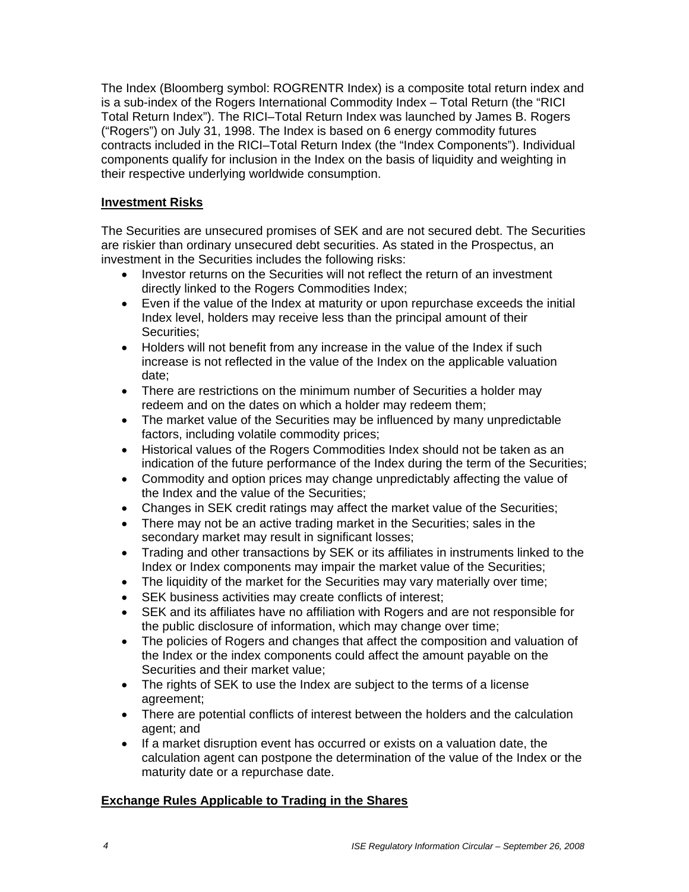The Index (Bloomberg symbol: ROGRENTR Index) is a composite total return index and is a sub-index of the Rogers International Commodity Index – Total Return (the "RICI Total Return Index"). The RICI–Total Return Index was launched by James B. Rogers ("Rogers") on July 31, 1998. The Index is based on 6 energy commodity futures contracts included in the RICI–Total Return Index (the "Index Components"). Individual components qualify for inclusion in the Index on the basis of liquidity and weighting in their respective underlying worldwide consumption.

## Investment Risks

The Securities are unsecured promises of SEK and are not secured debt. The Securities are riskier than ordinary unsecured debt securities. As stated in the Prospectus, an investment in the Securities includes the following risks:

- Investor returns on the Securities will not reflect the return of an investment directly linked to the Rogers Commodities Index;
- Even if the value of the Index at maturity or upon repurchase exceeds the initial Index level, holders may receive less than the principal amount of their Securities;
- Holders will not benefit from any increase in the value of the Index if such increase is not reflected in the value of the Index on the applicable valuation date;
- There are restrictions on the minimum number of Securities a holder may redeem and on the dates on which a holder may redeem them;
- The market value of the Securities may be influenced by many unpredictable factors, including volatile commodity prices;
- Historical values of the Rogers Commodities Index should not be taken as an indication of the future performance of the Index during the term of the Securities;
- Commodity and option prices may change unpredictably affecting the value of the Index and the value of the Securities;
- Changes in SEK credit ratings may affect the market value of the Securities;
- There may not be an active trading market in the Securities; sales in the secondary market may result in significant losses;
- Trading and other transactions by SEK or its affiliates in instruments linked to the Index or Index components may impair the market value of the Securities;
- The liquidity of the market for the Securities may vary materially over time;
- SEK business activities may create conflicts of interest;
- SEK and its affiliates have no affiliation with Rogers and are not responsible for the public disclosure of information, which may change over time;
- The policies of Rogers and changes that affect the composition and valuation of the Index or the index components could affect the amount payable on the Securities and their market value;
- The rights of SEK to use the Index are subject to the terms of a license agreement;
- There are potential conflicts of interest between the holders and the calculation agent; and
- If a market disruption event has occurred or exists on a valuation date, the calculation agent can postpone the determination of the value of the Index or the maturity date or a repurchase date.

## Exchange Rules Applicable to Trading in the Shares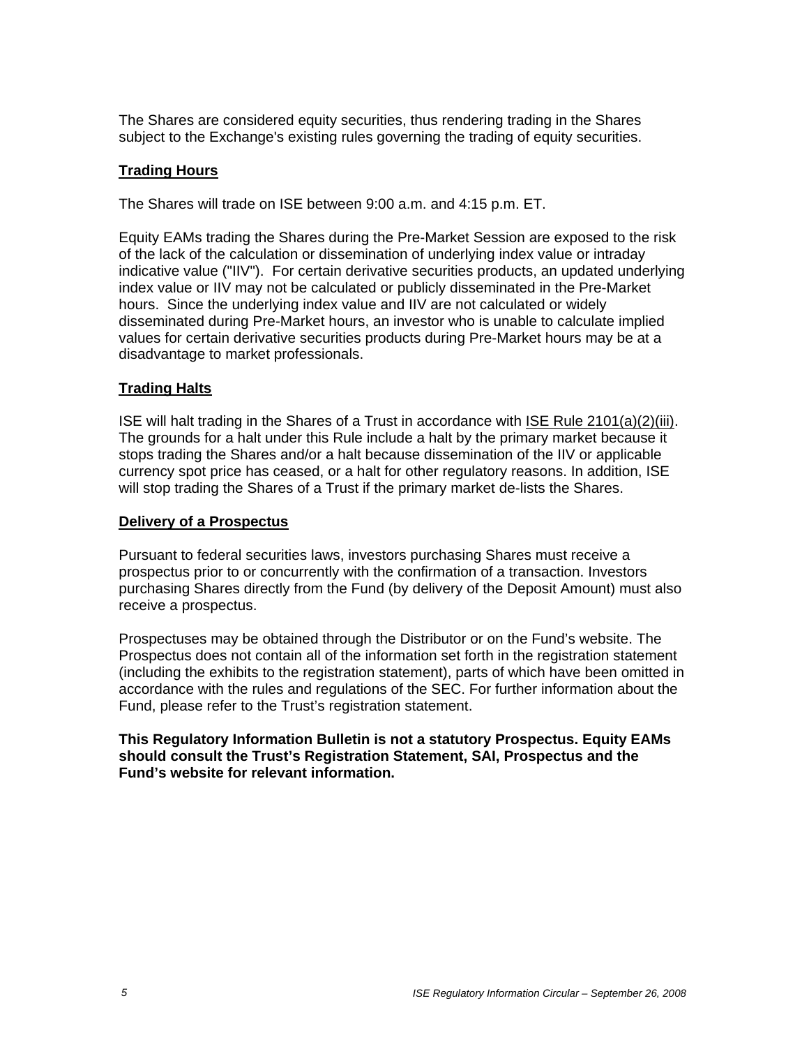The Shares are considered equity securities, thus rendering trading in the Shares subject to the Exchange's existing rules governing the trading of equity securities.

## Trading Hours

The Shares will trade on ISE between 9:00 a.m. and 4:15 p.m. ET.

Equity EAMs trading the Shares during the Pre-Market Session are exposed to the risk of the lack of the calculation or dissemination of underlying index value or intraday indicative value ("IIV"). For certain derivative securities products, an updated underlying index value or IIV may not be calculated or publicly disseminated in the Pre-Market hours. Since the underlying index value and IIV are not calculated or widely disseminated during Pre-Market hours, an investor who is unable to calculate implied values for certain derivative securities products during Pre-Market hours may be at a disadvantage to market professionals.

## Trading Halts

ISE will halt trading in the Shares of a Trust in accordance with ISE Rule 2101(a)(2)(iii). The grounds for a halt under this Rule include a halt by the primary market because it stops trading the Shares and/or a halt because dissemination of the IIV or applicable currency spot price has ceased, or a halt for other regulatory reasons. In addition, ISE will stop trading the Shares of a Trust if the primary market de-lists the Shares.

## Delivery of a Prospectus

Pursuant to federal securities laws, investors purchasing Shares must receive a prospectus prior to or concurrently with the confirmation of a transaction. Investors purchasing Shares directly from the Fund (by delivery of the Deposit Amount) must also receive a prospectus.

Prospectuses may be obtained through the Distributor or on the Fund's website. The Prospectus does not contain all of the information set forth in the registration statement (including the exhibits to the registration statement), parts of which have been omitted in accordance with the rules and regulations of the SEC. For further information about the Fund, please refer to the Trust's registration statement.

**This Regulatory Information Bulletin is not a statutory Prospectus. Equity EAMs should consult the Trust's Registration Statement, SAI, Prospectus and the Fund's website for relevant information.**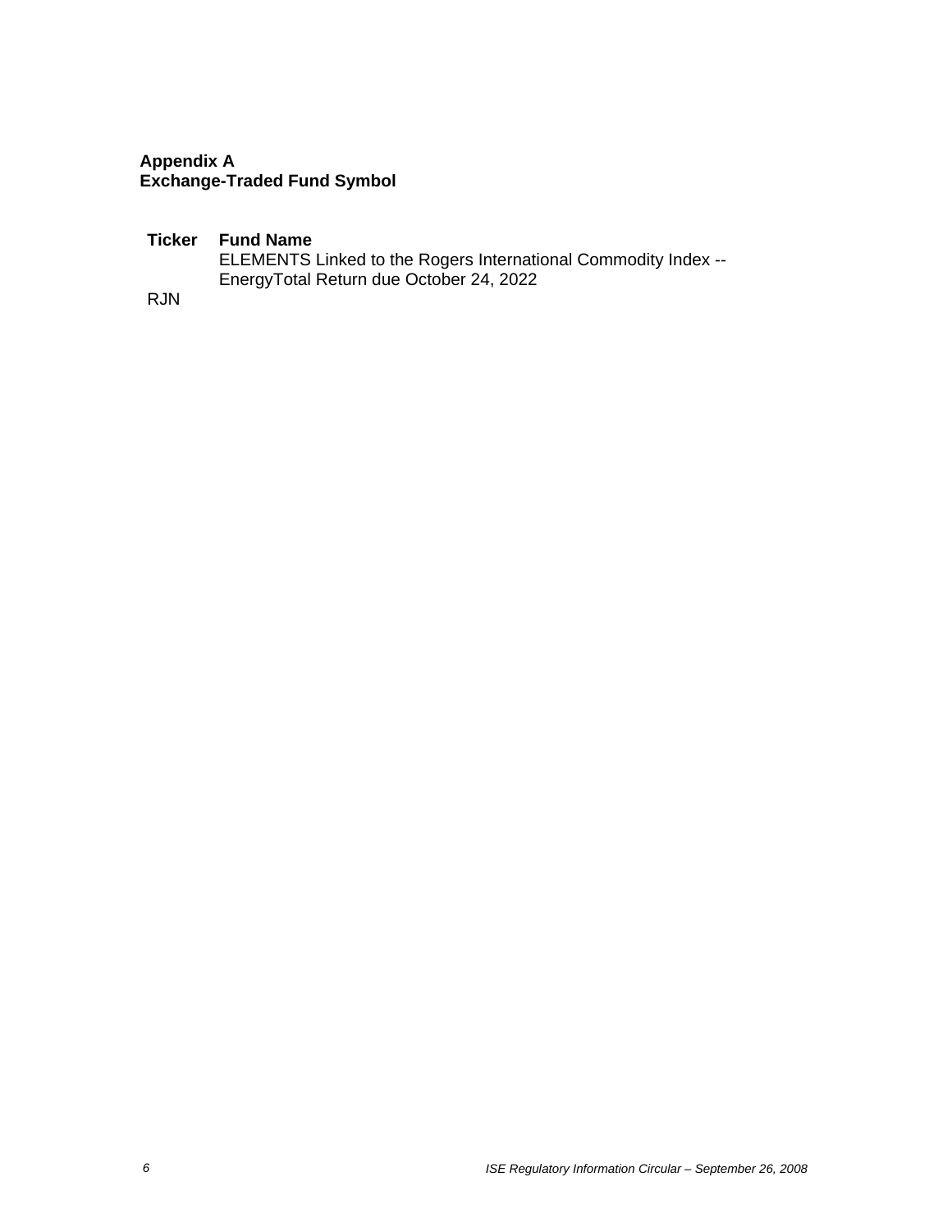**Appendix A**
**Exchange-Traded Fund Symbol**

| Ticker | Fund Name |
| --- | --- |
| RJN | ELEMENTS Linked to the Rogers International Commodity Index -- EnergyTotal Return due October 24, 2022 |